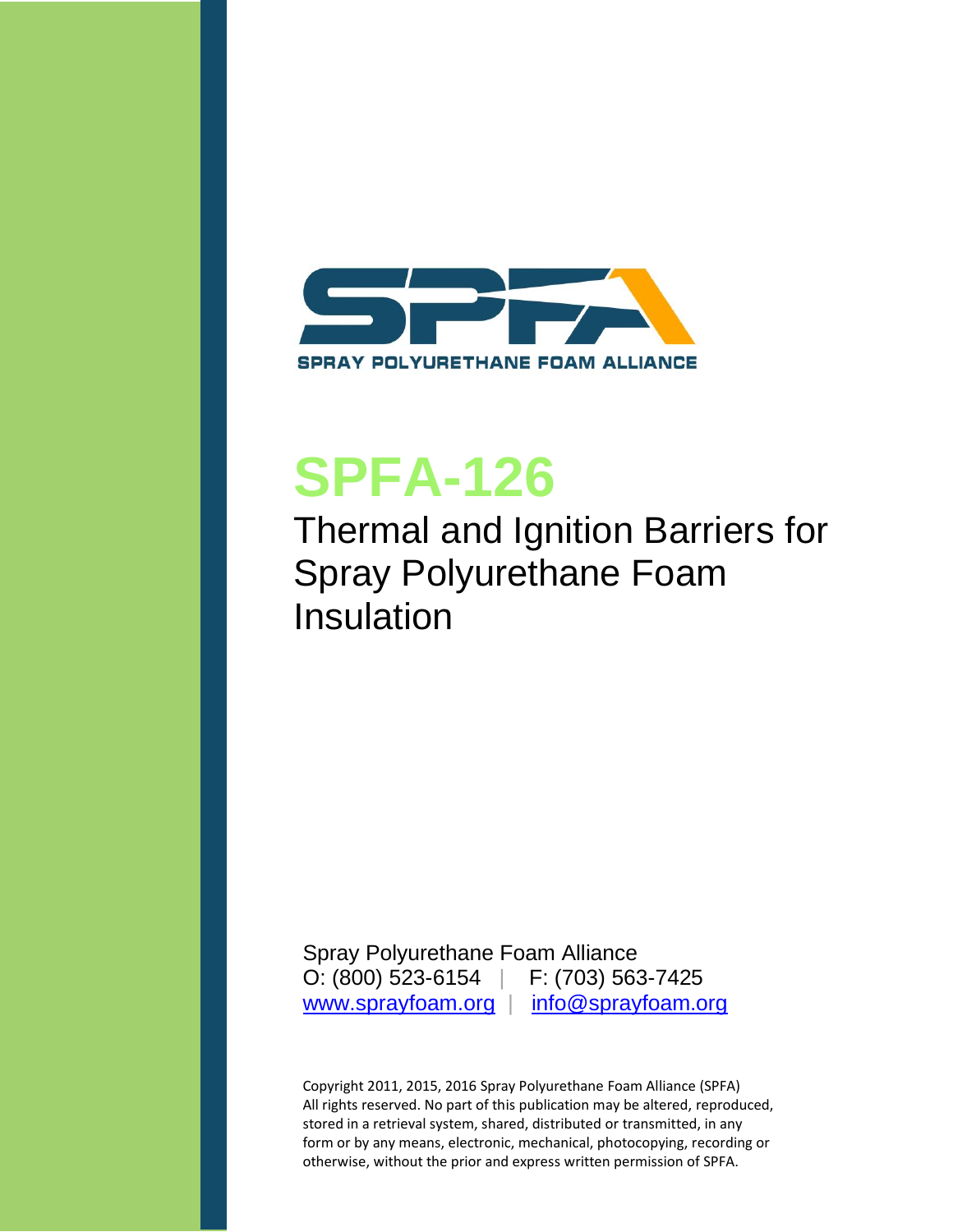SPRAY POLYURETHANE FOAM ALLIANCE

# SPFA-126

## Thermal and Ignition Barriers for Spray Polyurethane Foam Insulation

Spray Polyurethane Foam Alliance
O: (800) 523-6154 | F: (703) 563-7425
www.sprayfoam.org | info@sprayfoam.org

Copyright 2011, 2015, 2016 Spray Polyurethane Foam Alliance (SPFA)
All rights reserved. No part of this publication may be altered, reproduced, stored in a retrieval system, shared, distributed or transmitted, in any form or by any means, electronic, mechanical, photocopying, recording or otherwise, without the prior and express written permission of SPFA.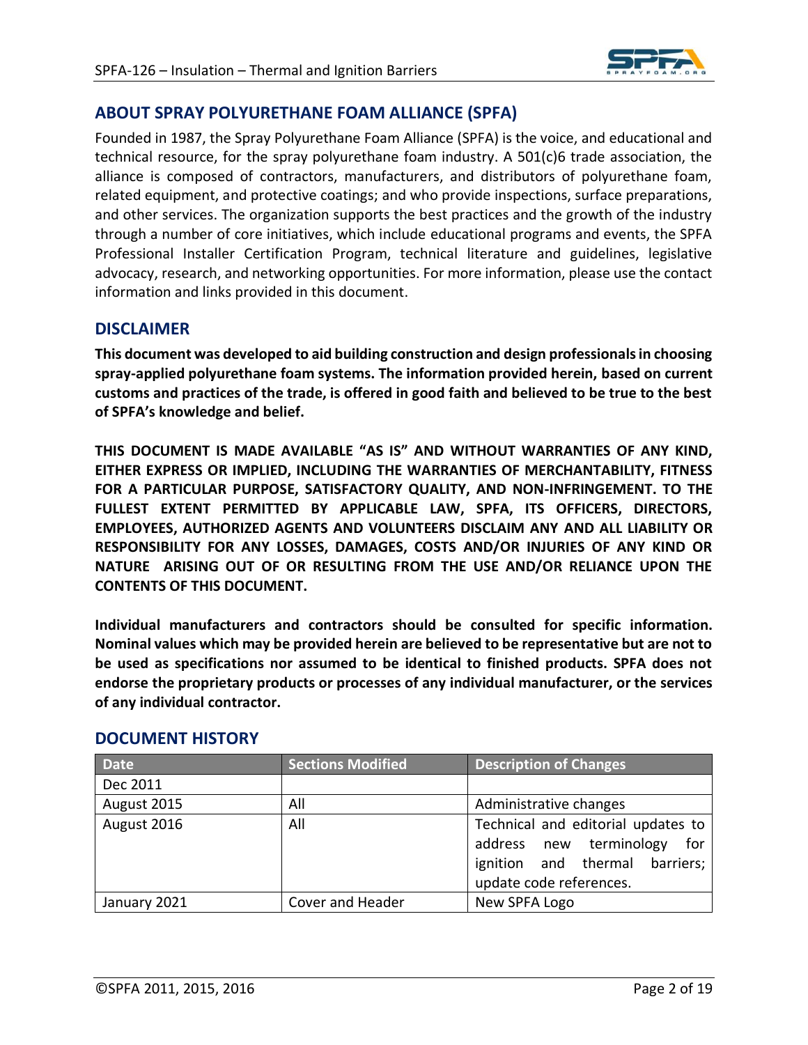## ABOUT SPRAY POLYURETHANE FOAM ALLIANCE (SPFA)

Founded in 1987, the Spray Polyurethane Foam Alliance (SPFA) is the voice, and educational and technical resource, for the spray polyurethane foam industry. A 501(c)6 trade association, the alliance is composed of contractors, manufacturers, and distributors of polyurethane foam, related equipment, and protective coatings; and who provide inspections, surface preparations, and other services. The organization supports the best practices and the growth of the industry through a number of core initiatives, which include educational programs and events, the SPFA Professional Installer Certification Program, technical literature and guidelines, legislative advocacy, research, and networking opportunities. For more information, please use the contact information and links provided in this document.

## DISCLAIMER

**This document was developed to aid building construction and design professionals in choosing spray-applied polyurethane foam systems. The information provided herein, based on current customs and practices of the trade, is offered in good faith and believed to be true to the best of SPFA's knowledge and belief.**

**THIS DOCUMENT IS MADE AVAILABLE "AS IS" AND WITHOUT WARRANTIES OF ANY KIND, EITHER EXPRESS OR IMPLIED, INCLUDING THE WARRANTIES OF MERCHANTABILITY, FITNESS FOR A PARTICULAR PURPOSE, SATISFACTORY QUALITY, AND NON-INFRINGEMENT. TO THE FULLEST EXTENT PERMITTED BY APPLICABLE LAW, SPFA, ITS OFFICERS, DIRECTORS, EMPLOYEES, AUTHORIZED AGENTS AND VOLUNTEERS DISCLAIM ANY AND ALL LIABILITY OR RESPONSIBILITY FOR ANY LOSSES, DAMAGES, COSTS AND/OR INJURIES OF ANY KIND OR NATURE ARISING OUT OF OR RESULTING FROM THE USE AND/OR RELIANCE UPON THE CONTENTS OF THIS DOCUMENT.**

**Individual manufacturers and contractors should be consulted for specific information. Nominal values which may be provided herein are believed to be representative but are not to be used as specifications nor assumed to be identical to finished products. SPFA does not endorse the proprietary products or processes of any individual manufacturer, or the services of any individual contractor.**

## DOCUMENT HISTORY

| Date | Sections Modified | Description of Changes |
|---|---|---|
| Dec 2011 | | |
| August 2015 | All | Administrative changes |
| August 2016 | All | Technical and editorial updates to address new terminology for ignition and thermal barriers; update code references. |
| January 2021 | Cover and Header | New SPFA Logo |

©SPFA 2011, 2015, 2016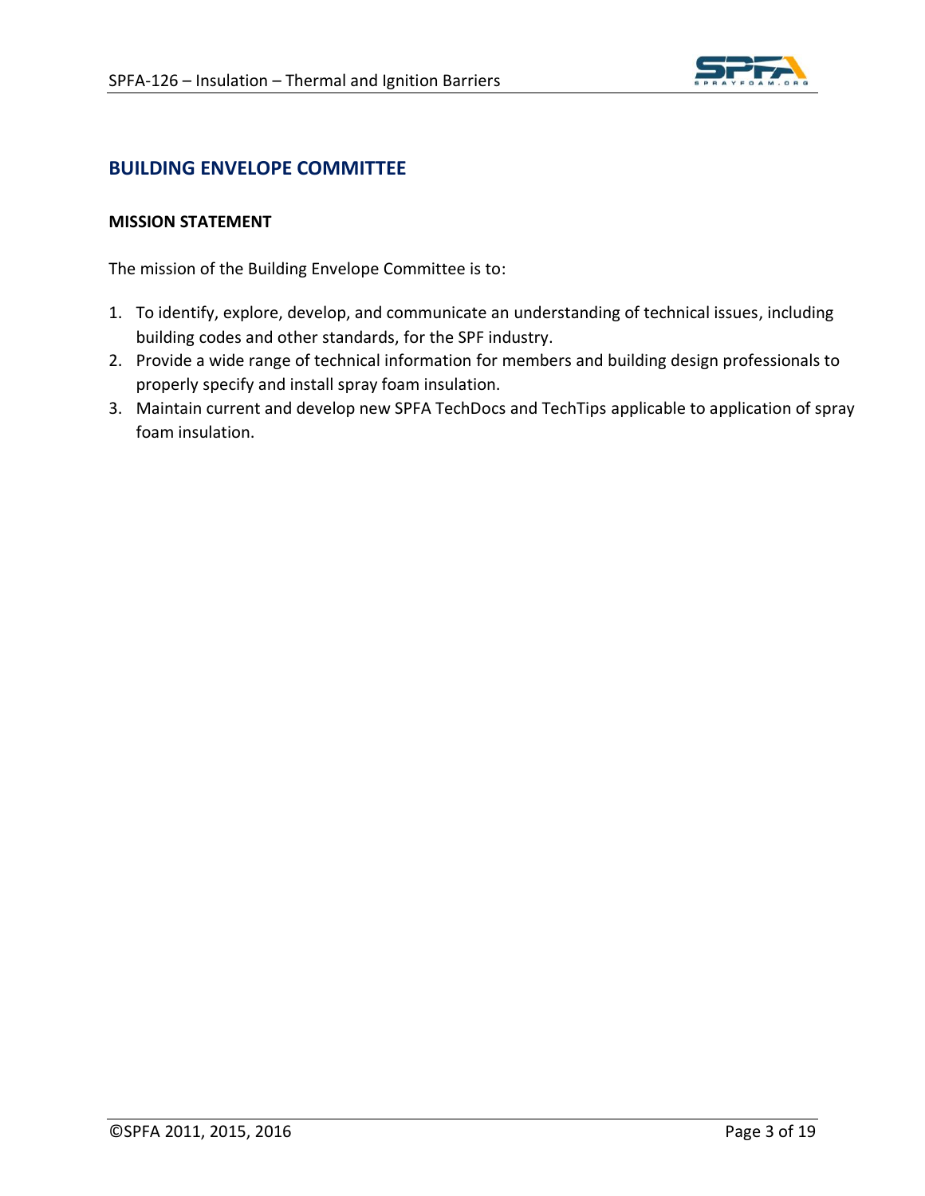## BUILDING ENVELOPE COMMITTEE

**MISSION STATEMENT**

The mission of the Building Envelope Committee is to:

1. To identify, explore, develop, and communicate an understanding of technical issues, including building codes and other standards, for the SPF industry.
2. Provide a wide range of technical information for members and building design professionals to properly specify and install spray foam insulation.
3. Maintain current and develop new SPFA TechDocs and TechTips applicable to application of spray foam insulation.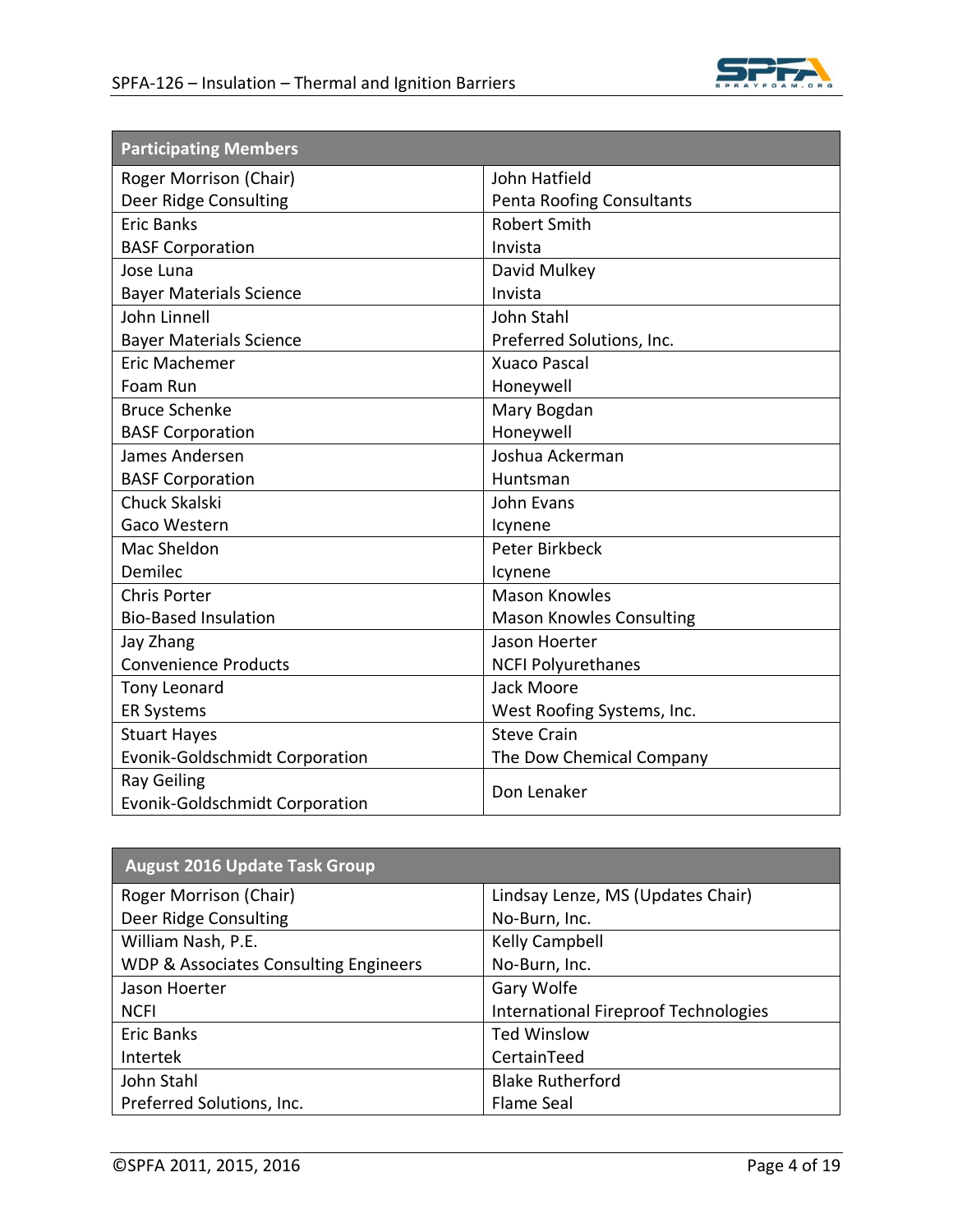| Participating Members | |
|---|---|
| Roger Morrison (Chair)<br>Deer Ridge Consulting | John Hatfield<br>Penta Roofing Consultants |
| Eric Banks<br>BASF Corporation | Robert Smith<br>Invista |
| Jose Luna<br>Bayer Materials Science | David Mulkey<br>Invista |
| John Linnell<br>Bayer Materials Science | John Stahl<br>Preferred Solutions, Inc. |
| Eric Machemer<br>Foam Run | Xuaco Pascal<br>Honeywell |
| Bruce Schenke<br>BASF Corporation | Mary Bogdan<br>Honeywell |
| James Andersen<br>BASF Corporation | Joshua Ackerman<br>Huntsman |
| Chuck Skalski<br>Gaco Western | John Evans<br>Icynene |
| Mac Sheldon<br>Demilec | Peter Birkbeck<br>Icynene |
| Chris Porter<br>Bio-Based Insulation | Mason Knowles<br>Mason Knowles Consulting |
| Jay Zhang<br>Convenience Products | Jason Hoerter<br>NCFI Polyurethanes |
| Tony Leonard<br>ER Systems | Jack Moore<br>West Roofing Systems, Inc. |
| Stuart Hayes<br>Evonik-Goldschmidt Corporation | Steve Crain<br>The Dow Chemical Company |
| Ray Geiling<br>Evonik-Goldschmidt Corporation | Don Lenaker |

| August 2016 Update Task Group | |
|---|---|
| Roger Morrison (Chair)<br>Deer Ridge Consulting | Lindsay Lenze, MS (Updates Chair)<br>No-Burn, Inc. |
| William Nash, P.E.<br>WDP & Associates Consulting Engineers | Kelly Campbell<br>No-Burn, Inc. |
| Jason Hoerter<br>NCFI | Gary Wolfe<br>International Fireproof Technologies |
| Eric Banks<br>Intertek | Ted Winslow<br>CertainTeed |
| John Stahl<br>Preferred Solutions, Inc. | Blake Rutherford<br>Flame Seal |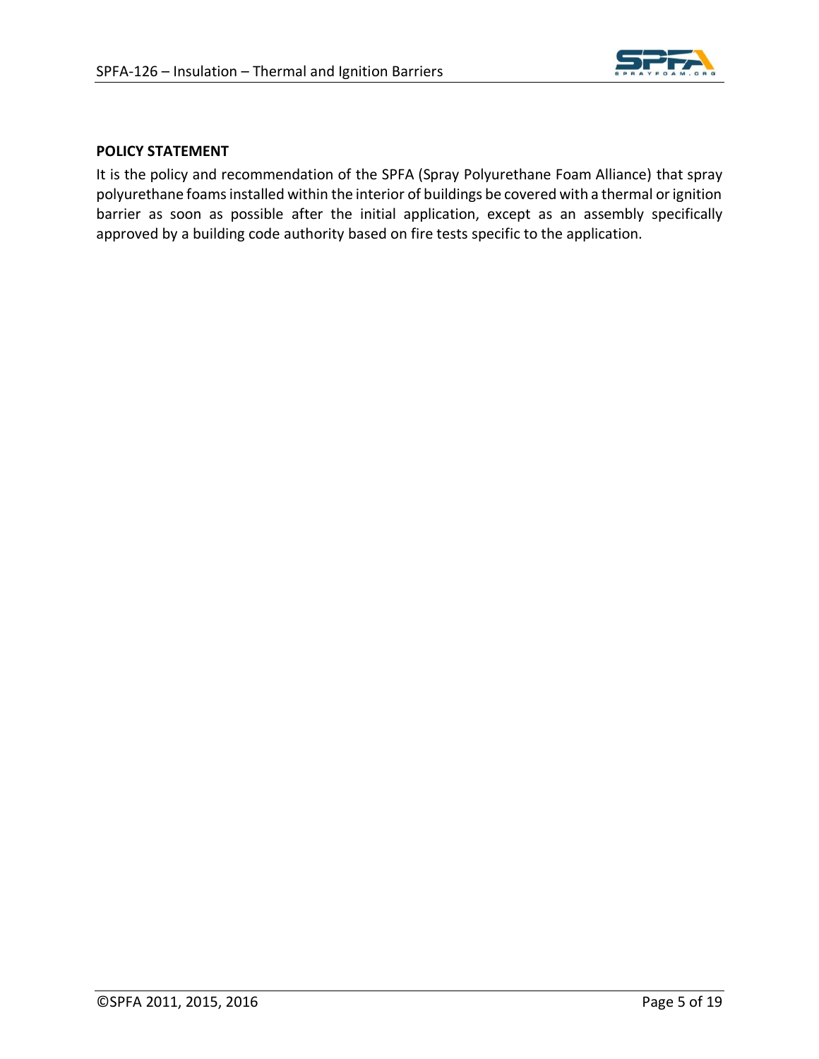**POLICY STATEMENT**

It is the policy and recommendation of the SPFA (Spray Polyurethane Foam Alliance) that spray polyurethane foams installed within the interior of buildings be covered with a thermal or ignition barrier as soon as possible after the initial application, except as an assembly specifically approved by a building code authority based on fire tests specific to the application.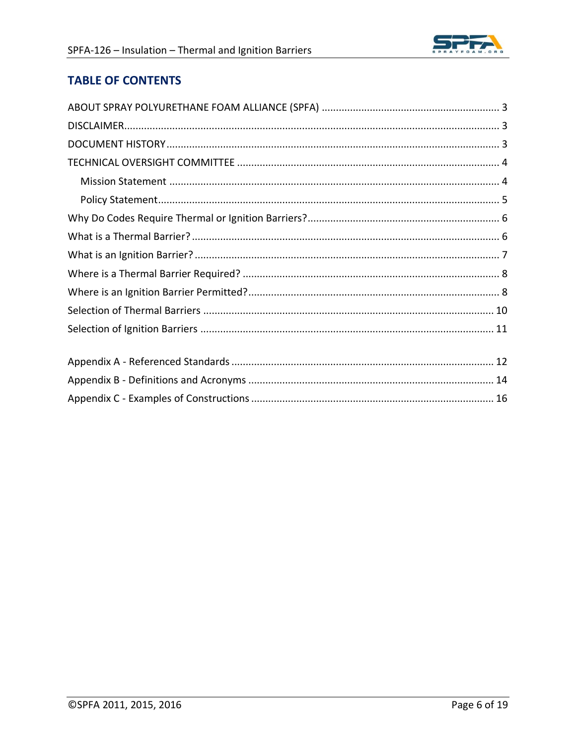## TABLE OF CONTENTS

ABOUT SPRAY POLYURETHANE FOAM ALLIANCE (SPFA) ............................................................... 3

DISCLAIMER.................................................................................................................................. 3

DOCUMENT HISTORY ..................................................................................................................... 3

TECHNICAL OVERSIGHT COMMITTEE ........................................................................................... 4

- Mission Statement ....................................................................................................................... 4
- Policy Statement.......................................................................................................................... 5

Why Do Codes Require Thermal or Ignition Barriers?.................................................................... 6

What is a Thermal Barrier? ............................................................................................................ 6

What is an Ignition Barrier? ........................................................................................................... 7

Where is a Thermal Barrier Required? ........................................................................................... 8

Where is an Ignition Barrier Permitted?......................................................................................... 8

Selection of Thermal Barriers ....................................................................................................... 10

Selection of Ignition Barriers ........................................................................................................ 11

Appendix A - Referenced Standards ............................................................................................. 12

Appendix B - Definitions and Acronyms ....................................................................................... 14

Appendix C - Examples of Constructions ...................................................................................... 16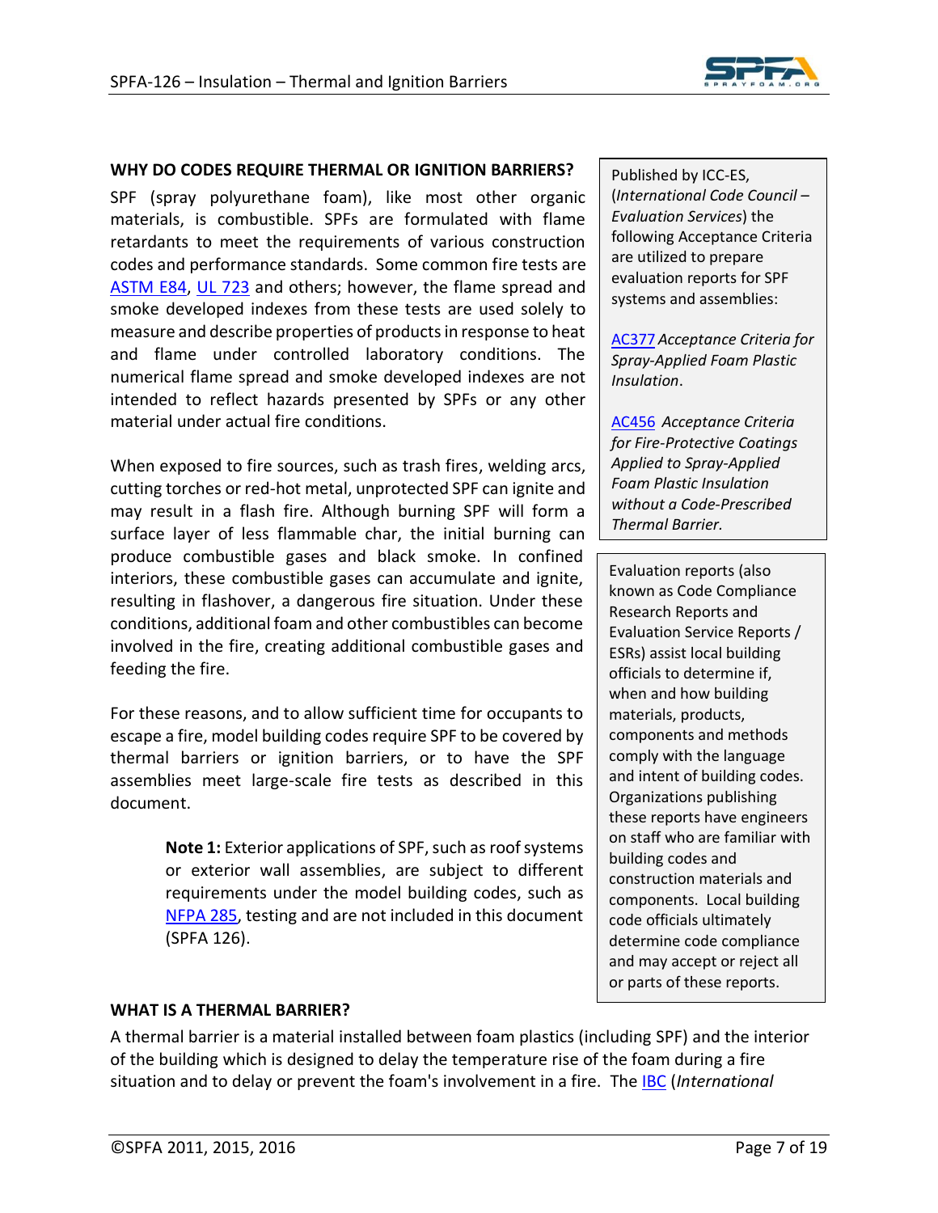## WHY DO CODES REQUIRE THERMAL OR IGNITION BARRIERS?

SPF (spray polyurethane foam), like most other organic materials, is combustible. SPFs are formulated with flame retardants to meet the requirements of various construction codes and performance standards. Some common fire tests are ASTM E84, UL 723 and others; however, the flame spread and smoke developed indexes from these tests are used solely to measure and describe properties of products in response to heat and flame under controlled laboratory conditions. The numerical flame spread and smoke developed indexes are not intended to reflect hazards presented by SPFs or any other material under actual fire conditions.

When exposed to fire sources, such as trash fires, welding arcs, cutting torches or red-hot metal, unprotected SPF can ignite and may result in a flash fire. Although burning SPF will form a surface layer of less flammable char, the initial burning can produce combustible gases and black smoke. In confined interiors, these combustible gases can accumulate and ignite, resulting in flashover, a dangerous fire situation. Under these conditions, additional foam and other combustibles can become involved in the fire, creating additional combustible gases and feeding the fire.

For these reasons, and to allow sufficient time for occupants to escape a fire, model building codes require SPF to be covered by thermal barriers or ignition barriers, or to have the SPF assemblies meet large-scale fire tests as described in this document.

> **Note 1:** Exterior applications of SPF, such as roof systems or exterior wall assemblies, are subject to different requirements under the model building codes, such as NFPA 285, testing and are not included in this document (SPFA 126).

Published by ICC-ES, (*International Code Council – Evaluation Services*) the following Acceptance Criteria are utilized to prepare evaluation reports for SPF systems and assemblies:

AC377 *Acceptance Criteria for Spray-Applied Foam Plastic Insulation*.

AC456 *Acceptance Criteria for Fire-Protective Coatings Applied to Spray-Applied Foam Plastic Insulation without a Code-Prescribed Thermal Barrier.*

Evaluation reports (also known as Code Compliance Research Reports and Evaluation Service Reports / ESRs) assist local building officials to determine if, when and how building materials, products, components and methods comply with the language and intent of building codes. Organizations publishing these reports have engineers on staff who are familiar with building codes and construction materials and components. Local building code officials ultimately determine code compliance and may accept or reject all or parts of these reports.

## WHAT IS A THERMAL BARRIER?

A thermal barrier is a material installed between foam plastics (including SPF) and the interior of the building which is designed to delay the temperature rise of the foam during a fire situation and to delay or prevent the foam's involvement in a fire. The IBC (*International*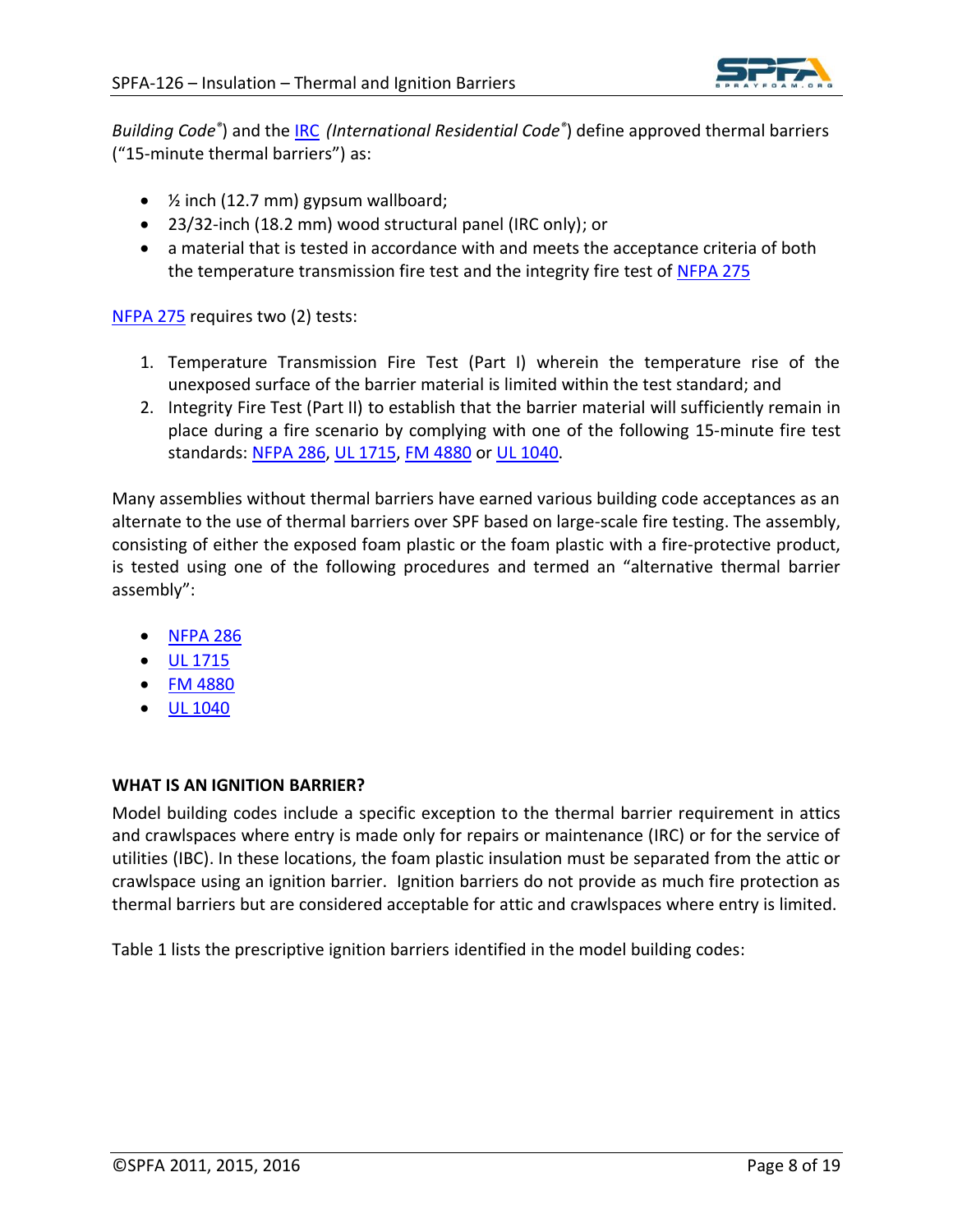*Building Code*®) and the IRC *(International Residential Code*®) define approved thermal barriers ("15-minute thermal barriers") as:

- ½ inch (12.7 mm) gypsum wallboard;
- 23/32-inch (18.2 mm) wood structural panel (IRC only); or
- a material that is tested in accordance with and meets the acceptance criteria of both the temperature transmission fire test and the integrity fire test of NFPA 275

NFPA 275 requires two (2) tests:

1. Temperature Transmission Fire Test (Part I) wherein the temperature rise of the unexposed surface of the barrier material is limited within the test standard; and
2. Integrity Fire Test (Part II) to establish that the barrier material will sufficiently remain in place during a fire scenario by complying with one of the following 15-minute fire test standards: NFPA 286, UL 1715, FM 4880 or UL 1040.

Many assemblies without thermal barriers have earned various building code acceptances as an alternate to the use of thermal barriers over SPF based on large-scale fire testing. The assembly, consisting of either the exposed foam plastic or the foam plastic with a fire-protective product, is tested using one of the following procedures and termed an "alternative thermal barrier assembly":

- NFPA 286
- UL 1715
- FM 4880
- UL 1040

**WHAT IS AN IGNITION BARRIER?**

Model building codes include a specific exception to the thermal barrier requirement in attics and crawlspaces where entry is made only for repairs or maintenance (IRC) or for the service of utilities (IBC). In these locations, the foam plastic insulation must be separated from the attic or crawlspace using an ignition barrier. Ignition barriers do not provide as much fire protection as thermal barriers but are considered acceptable for attic and crawlspaces where entry is limited.

Table 1 lists the prescriptive ignition barriers identified in the model building codes: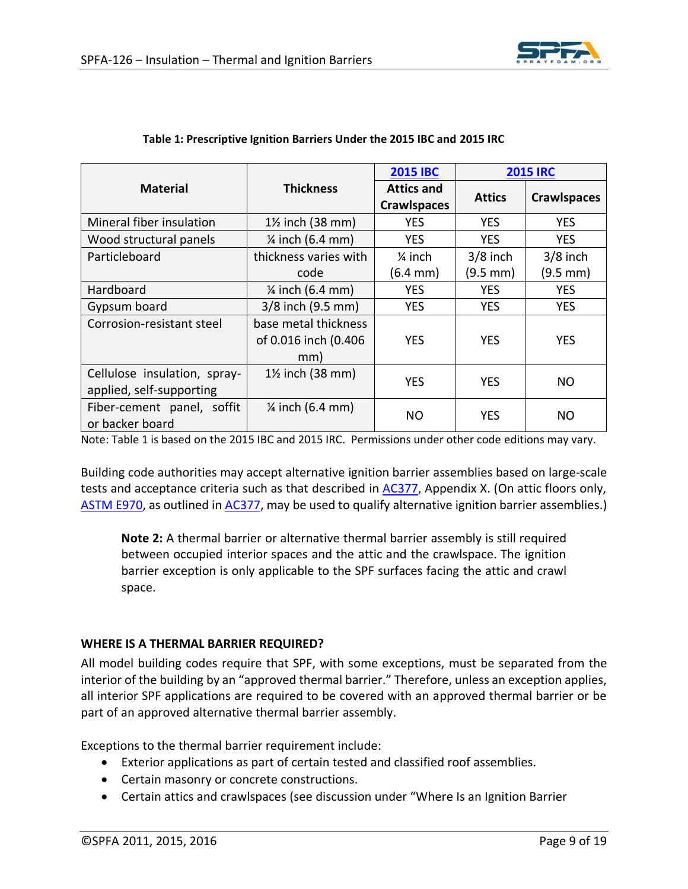**Table 1: Prescriptive Ignition Barriers Under the 2015 IBC and 2015 IRC**

| Material | Thickness | 2015 IBC | 2015 IRC | |
|---|---|---|---|---|
| | | Attics and Crawlspaces | Attics | Crawlspaces |
| Mineral fiber insulation | 1½ inch (38 mm) | YES | YES | YES |
| Wood structural panels | ¼ inch (6.4 mm) | YES | YES | YES |
| Particleboard | thickness varies with code | ¼ inch (6.4 mm) | 3/8 inch (9.5 mm) | 3/8 inch (9.5 mm) |
| Hardboard | ¼ inch (6.4 mm) | YES | YES | YES |
| Gypsum board | 3/8 inch (9.5 mm) | YES | YES | YES |
| Corrosion-resistant steel | base metal thickness of 0.016 inch (0.406 mm) | YES | YES | YES |
| Cellulose insulation, spray-applied, self-supporting | 1½ inch (38 mm) | YES | YES | NO |
| Fiber-cement panel, soffit or backer board | ¼ inch (6.4 mm) | NO | YES | NO |

Note: Table 1 is based on the 2015 IBC and 2015 IRC. Permissions under other code editions may vary.

Building code authorities may accept alternative ignition barrier assemblies based on large-scale tests and acceptance criteria such as that described in AC377, Appendix X. (On attic floors only, ASTM E970, as outlined in AC377, may be used to qualify alternative ignition barrier assemblies.)

> **Note 2:** A thermal barrier or alternative thermal barrier assembly is still required between occupied interior spaces and the attic and the crawlspace. The ignition barrier exception is only applicable to the SPF surfaces facing the attic and crawl space.

**WHERE IS A THERMAL BARRIER REQUIRED?**

All model building codes require that SPF, with some exceptions, must be separated from the interior of the building by an "approved thermal barrier." Therefore, unless an exception applies, all interior SPF applications are required to be covered with an approved thermal barrier or be part of an approved alternative thermal barrier assembly.

Exceptions to the thermal barrier requirement include:

- Exterior applications as part of certain tested and classified roof assemblies.
- Certain masonry or concrete constructions.
- Certain attics and crawlspaces (see discussion under "Where Is an Ignition Barrier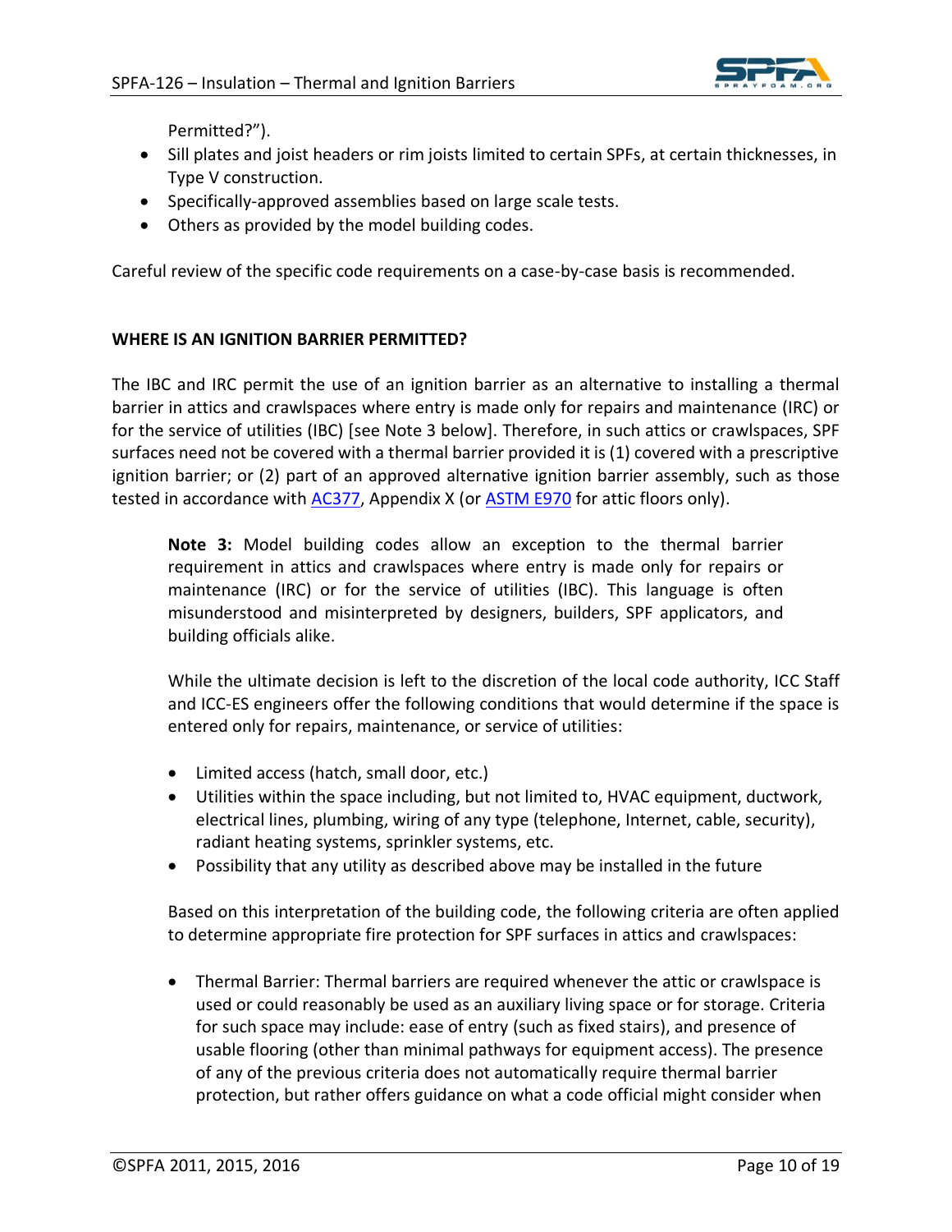Permitted?").

- Sill plates and joist headers or rim joists limited to certain SPFs, at certain thicknesses, in Type V construction.
- Specifically-approved assemblies based on large scale tests.
- Others as provided by the model building codes.

Careful review of the specific code requirements on a case-by-case basis is recommended.

**WHERE IS AN IGNITION BARRIER PERMITTED?**

The IBC and IRC permit the use of an ignition barrier as an alternative to installing a thermal barrier in attics and crawlspaces where entry is made only for repairs and maintenance (IRC) or for the service of utilities (IBC) [see Note 3 below]. Therefore, in such attics or crawlspaces, SPF surfaces need not be covered with a thermal barrier provided it is (1) covered with a prescriptive ignition barrier; or (2) part of an approved alternative ignition barrier assembly, such as those tested in accordance with AC377, Appendix X (or ASTM E970 for attic floors only).

> **Note 3:** Model building codes allow an exception to the thermal barrier requirement in attics and crawlspaces where entry is made only for repairs or maintenance (IRC) or for the service of utilities (IBC). This language is often misunderstood and misinterpreted by designers, builders, SPF applicators, and building officials alike.
>
> While the ultimate decision is left to the discretion of the local code authority, ICC Staff and ICC-ES engineers offer the following conditions that would determine if the space is entered only for repairs, maintenance, or service of utilities:
>
> - Limited access (hatch, small door, etc.)
> - Utilities within the space including, but not limited to, HVAC equipment, ductwork, electrical lines, plumbing, wiring of any type (telephone, Internet, cable, security), radiant heating systems, sprinkler systems, etc.
> - Possibility that any utility as described above may be installed in the future
>
> Based on this interpretation of the building code, the following criteria are often applied to determine appropriate fire protection for SPF surfaces in attics and crawlspaces:
>
> - Thermal Barrier: Thermal barriers are required whenever the attic or crawlspace is used or could reasonably be used as an auxiliary living space or for storage. Criteria for such space may include: ease of entry (such as fixed stairs), and presence of usable flooring (other than minimal pathways for equipment access). The presence of any of the previous criteria does not automatically require thermal barrier protection, but rather offers guidance on what a code official might consider when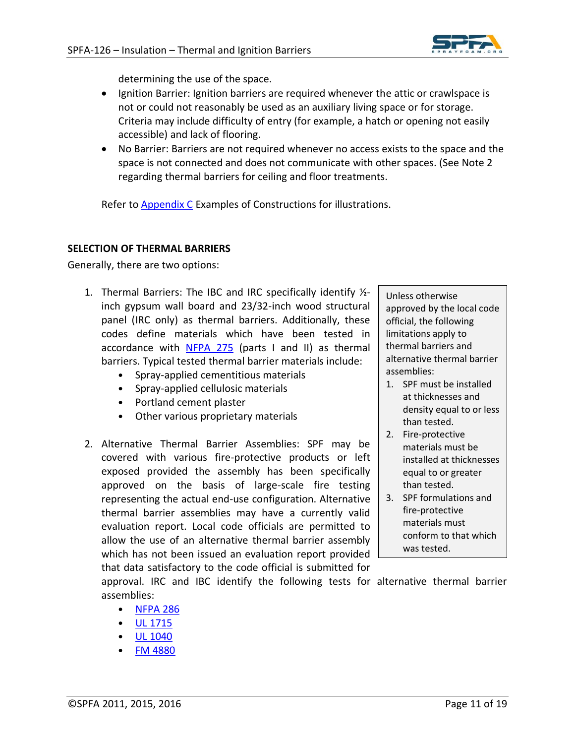determining the use of the space.

- Ignition Barrier: Ignition barriers are required whenever the attic or crawlspace is not or could not reasonably be used as an auxiliary living space or for storage. Criteria may include difficulty of entry (for example, a hatch or opening not easily accessible) and lack of flooring.
- No Barrier: Barriers are not required whenever no access exists to the space and the space is not connected and does not communicate with other spaces. (See Note 2 regarding thermal barriers for ceiling and floor treatments.

Refer to Appendix C Examples of Constructions for illustrations.

**SELECTION OF THERMAL BARRIERS**

Generally, there are two options:

1. Thermal Barriers: The IBC and IRC specifically identify ½-inch gypsum wall board and 23/32-inch wood structural panel (IRC only) as thermal barriers. Additionally, these codes define materials which have been tested in accordance with NFPA 275 (parts I and II) as thermal barriers. Typical tested thermal barrier materials include:
   - Spray-applied cementitious materials
   - Spray-applied cellulosic materials
   - Portland cement plaster
   - Other various proprietary materials

2. Alternative Thermal Barrier Assemblies: SPF may be covered with various fire-protective products or left exposed provided the assembly has been specifically approved on the basis of large-scale fire testing representing the actual end-use configuration. Alternative thermal barrier assemblies may have a currently valid evaluation report. Local code officials are permitted to allow the use of an alternative thermal barrier assembly which has not been issued an evaluation report provided that data satisfactory to the code official is submitted for approval. IRC and IBC identify the following tests for alternative thermal barrier assemblies:
   - NFPA 286
   - UL 1715
   - UL 1040
   - FM 4880

> Unless otherwise approved by the local code official, the following limitations apply to thermal barriers and alternative thermal barrier assemblies:
>
> 1. SPF must be installed at thicknesses and density equal to or less than tested.
> 2. Fire-protective materials must be installed at thicknesses equal to or greater than tested.
> 3. SPF formulations and fire-protective materials must conform to that which was tested.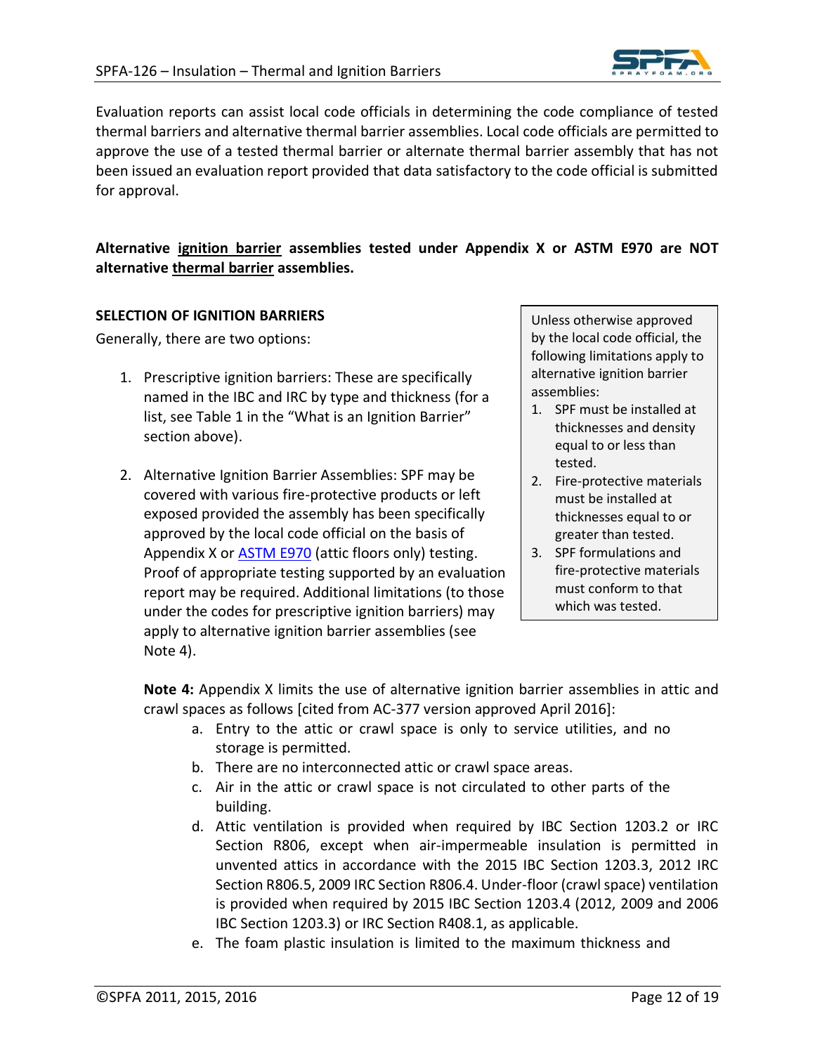Evaluation reports can assist local code officials in determining the code compliance of tested thermal barriers and alternative thermal barrier assemblies. Local code officials are permitted to approve the use of a tested thermal barrier or alternate thermal barrier assembly that has not been issued an evaluation report provided that data satisfactory to the code official is submitted for approval.

**Alternative <u>ignition barrier</u> assemblies tested under Appendix X or ASTM E970 are NOT alternative <u>thermal barrier</u> assemblies.**

**SELECTION OF IGNITION BARRIERS**

Generally, there are two options:

1. Prescriptive ignition barriers: These are specifically named in the IBC and IRC by type and thickness (for a list, see Table 1 in the "What is an Ignition Barrier" section above).

2. Alternative Ignition Barrier Assemblies: SPF may be covered with various fire-protective products or left exposed provided the assembly has been specifically approved by the local code official on the basis of Appendix X or ASTM E970 (attic floors only) testing. Proof of appropriate testing supported by an evaluation report may be required. Additional limitations (to those under the codes for prescriptive ignition barriers) may apply to alternative ignition barrier assemblies (see Note 4).

> Unless otherwise approved by the local code official, the following limitations apply to alternative ignition barrier assemblies:
> 1. SPF must be installed at thicknesses and density equal to or less than tested.
> 2. Fire-protective materials must be installed at thicknesses equal to or greater than tested.
> 3. SPF formulations and fire-protective materials must conform to that which was tested.

**Note 4:** Appendix X limits the use of alternative ignition barrier assemblies in attic and crawl spaces as follows [cited from AC-377 version approved April 2016]:

a. Entry to the attic or crawl space is only to service utilities, and no storage is permitted.
b. There are no interconnected attic or crawl space areas.
c. Air in the attic or crawl space is not circulated to other parts of the building.
d. Attic ventilation is provided when required by IBC Section 1203.2 or IRC Section R806, except when air-impermeable insulation is permitted in unvented attics in accordance with the 2015 IBC Section 1203.3, 2012 IRC Section R806.5, 2009 IRC Section R806.4. Under-floor (crawl space) ventilation is provided when required by 2015 IBC Section 1203.4 (2012, 2009 and 2006 IBC Section 1203.3) or IRC Section R408.1, as applicable.
e. The foam plastic insulation is limited to the maximum thickness and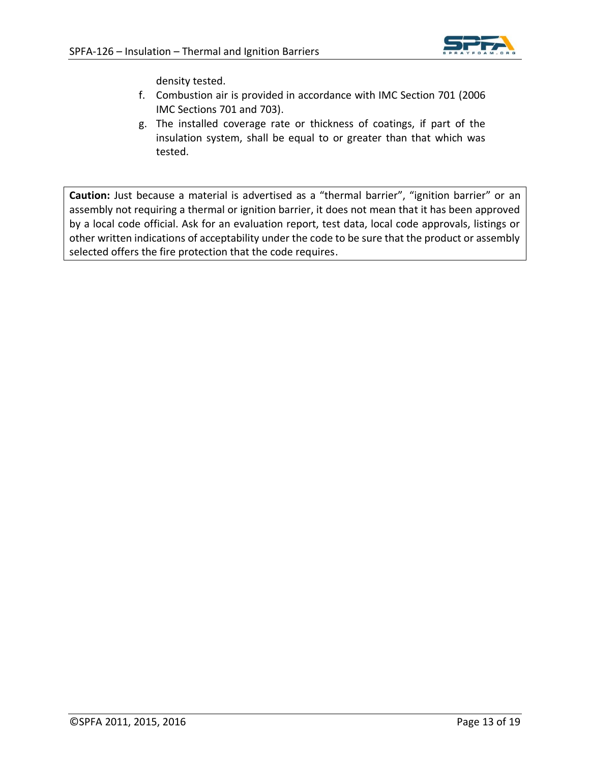density tested.

f. Combustion air is provided in accordance with IMC Section 701 (2006 IMC Sections 701 and 703).

g. The installed coverage rate or thickness of coatings, if part of the insulation system, shall be equal to or greater than that which was tested.

**Caution:** Just because a material is advertised as a “thermal barrier”, “ignition barrier” or an assembly not requiring a thermal or ignition barrier, it does not mean that it has been approved by a local code official. Ask for an evaluation report, test data, local code approvals, listings or other written indications of acceptability under the code to be sure that the product or assembly selected offers the fire protection that the code requires.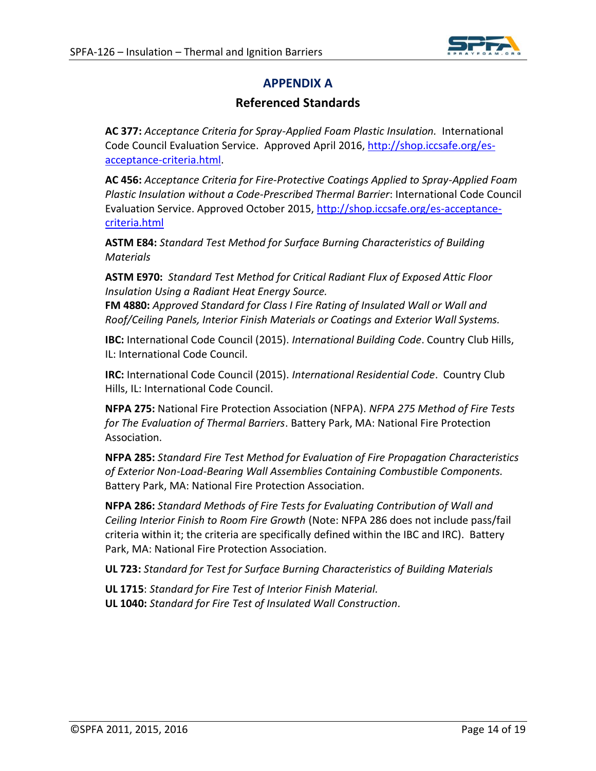# APPENDIX A

## Referenced Standards

**AC 377:** *Acceptance Criteria for Spray-Applied Foam Plastic Insulation.* International Code Council Evaluation Service. Approved April 2016, [http://shop.iccsafe.org/es-acceptance-criteria.html](http://shop.iccsafe.org/es-acceptance-criteria.html).

**AC 456:** *Acceptance Criteria for Fire-Protective Coatings Applied to Spray-Applied Foam Plastic Insulation without a Code-Prescribed Thermal Barrier*: International Code Council Evaluation Service. Approved October 2015, [http://shop.iccsafe.org/es-acceptance-criteria.html](http://shop.iccsafe.org/es-acceptance-criteria.html)

**ASTM E84:** *Standard Test Method for Surface Burning Characteristics of Building Materials*

**ASTM E970:** *Standard Test Method for Critical Radiant Flux of Exposed Attic Floor Insulation Using a Radiant Heat Energy Source.*

**FM 4880:** *Approved Standard for Class I Fire Rating of Insulated Wall or Wall and Roof/Ceiling Panels, Interior Finish Materials or Coatings and Exterior Wall Systems.*

**IBC:** International Code Council (2015). *International Building Code*. Country Club Hills, IL: International Code Council.

**IRC:** International Code Council (2015). *International Residential Code*. Country Club Hills, IL: International Code Council.

**NFPA 275:** National Fire Protection Association (NFPA). *NFPA 275 Method of Fire Tests for The Evaluation of Thermal Barriers*. Battery Park, MA: National Fire Protection Association.

**NFPA 285:** *Standard Fire Test Method for Evaluation of Fire Propagation Characteristics of Exterior Non-Load-Bearing Wall Assemblies Containing Combustible Components.* Battery Park, MA: National Fire Protection Association.

**NFPA 286:** *Standard Methods of Fire Tests for Evaluating Contribution of Wall and Ceiling Interior Finish to Room Fire Growth* (Note: NFPA 286 does not include pass/fail criteria within it; the criteria are specifically defined within the IBC and IRC). Battery Park, MA: National Fire Protection Association.

**UL 723:** *Standard for Test for Surface Burning Characteristics of Building Materials*

**UL 1715**: *Standard for Fire Test of Interior Finish Material.*

**UL 1040:** *Standard for Fire Test of Insulated Wall Construction.*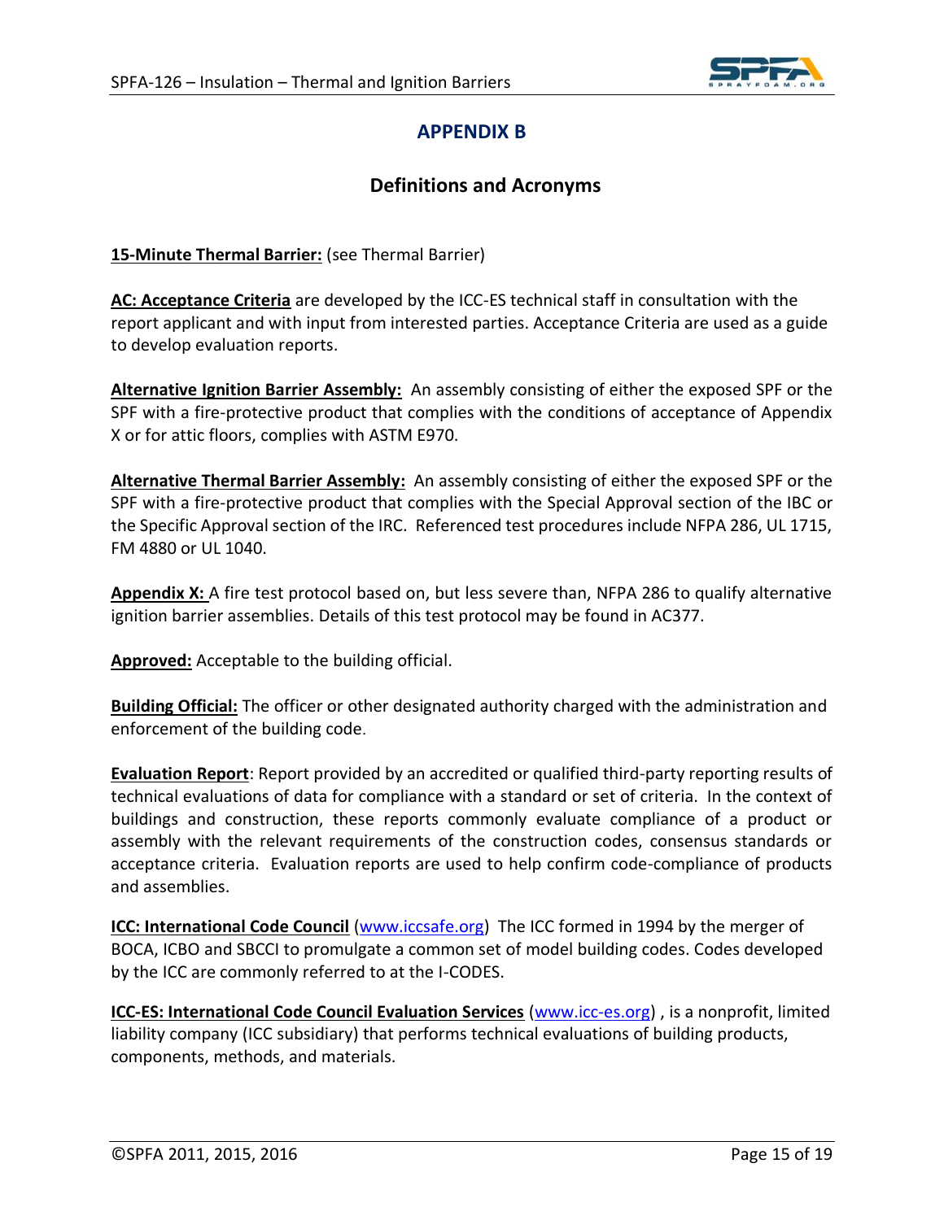# APPENDIX B

## Definitions and Acronyms

**15-Minute Thermal Barrier:** (see Thermal Barrier)

**AC: Acceptance Criteria** are developed by the ICC-ES technical staff in consultation with the report applicant and with input from interested parties. Acceptance Criteria are used as a guide to develop evaluation reports.

**Alternative Ignition Barrier Assembly:** An assembly consisting of either the exposed SPF or the SPF with a fire-protective product that complies with the conditions of acceptance of Appendix X or for attic floors, complies with ASTM E970.

**Alternative Thermal Barrier Assembly:** An assembly consisting of either the exposed SPF or the SPF with a fire-protective product that complies with the Special Approval section of the IBC or the Specific Approval section of the IRC. Referenced test procedures include NFPA 286, UL 1715, FM 4880 or UL 1040.

**Appendix X:** A fire test protocol based on, but less severe than, NFPA 286 to qualify alternative ignition barrier assemblies. Details of this test protocol may be found in AC377.

**Approved:** Acceptable to the building official.

**Building Official:** The officer or other designated authority charged with the administration and enforcement of the building code.

**Evaluation Report**: Report provided by an accredited or qualified third-party reporting results of technical evaluations of data for compliance with a standard or set of criteria. In the context of buildings and construction, these reports commonly evaluate compliance of a product or assembly with the relevant requirements of the construction codes, consensus standards or acceptance criteria. Evaluation reports are used to help confirm code-compliance of products and assemblies.

**ICC: International Code Council** (www.iccsafe.org) The ICC formed in 1994 by the merger of BOCA, ICBO and SBCCI to promulgate a common set of model building codes. Codes developed by the ICC are commonly referred to at the I-CODES.

**ICC-ES: International Code Council Evaluation Services** (www.icc-es.org) , is a nonprofit, limited liability company (ICC subsidiary) that performs technical evaluations of building products, components, methods, and materials.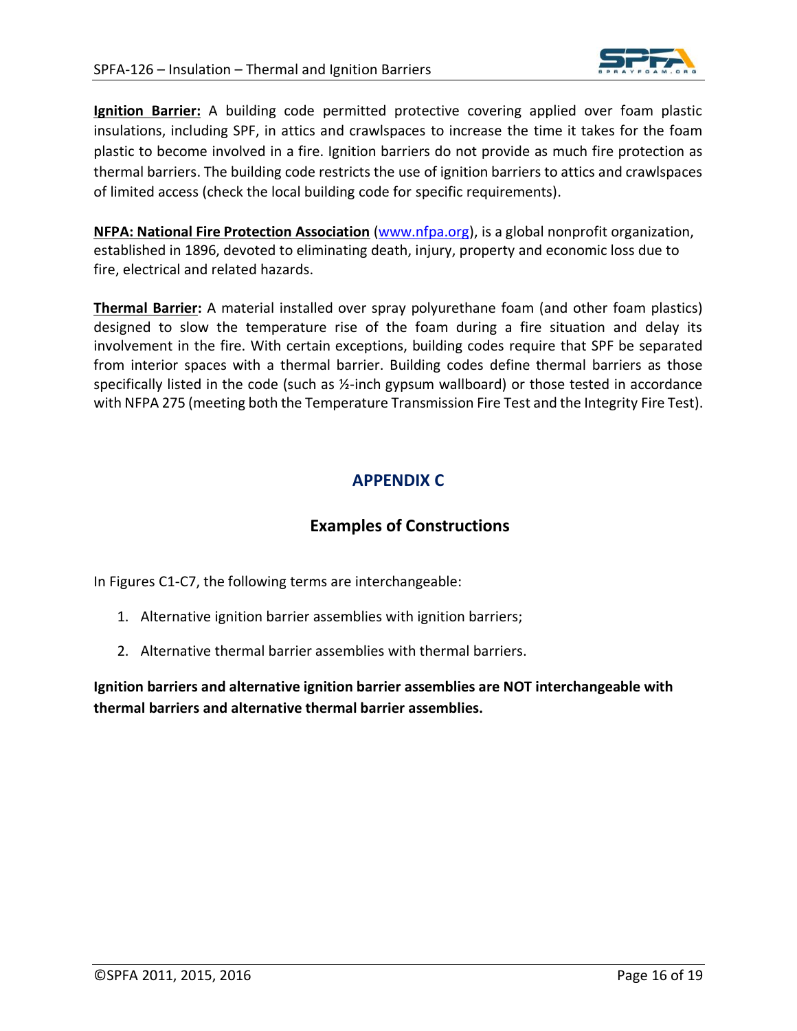**Ignition Barrier:** A building code permitted protective covering applied over foam plastic insulations, including SPF, in attics and crawlspaces to increase the time it takes for the foam plastic to become involved in a fire. Ignition barriers do not provide as much fire protection as thermal barriers. The building code restricts the use of ignition barriers to attics and crawlspaces of limited access (check the local building code for specific requirements).

**NFPA: National Fire Protection Association** (www.nfpa.org), is a global nonprofit organization, established in 1896, devoted to eliminating death, injury, property and economic loss due to fire, electrical and related hazards.

**Thermal Barrier:** A material installed over spray polyurethane foam (and other foam plastics) designed to slow the temperature rise of the foam during a fire situation and delay its involvement in the fire. With certain exceptions, building codes require that SPF be separated from interior spaces with a thermal barrier. Building codes define thermal barriers as those specifically listed in the code (such as ½-inch gypsum wallboard) or those tested in accordance with NFPA 275 (meeting both the Temperature Transmission Fire Test and the Integrity Fire Test).

# APPENDIX C

## Examples of Constructions

In Figures C1-C7, the following terms are interchangeable:

1. Alternative ignition barrier assemblies with ignition barriers;
2. Alternative thermal barrier assemblies with thermal barriers.

**Ignition barriers and alternative ignition barrier assemblies are NOT interchangeable with thermal barriers and alternative thermal barrier assemblies.**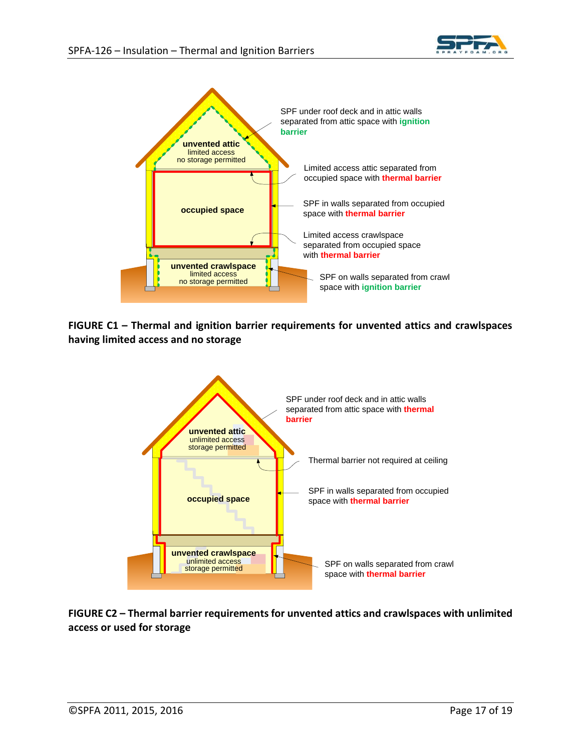unvented attic
limited access
no storage permitted

occupied space

unvented crawlspace
limited access
no storage permitted

SPF under roof deck and in attic walls separated from attic space with ignition barrier

Limited access attic separated from occupied space with thermal barrier

SPF in walls separated from occupied space with thermal barrier

Limited access crawlspace separated from occupied space with thermal barrier

SPF on walls separated from crawl space with ignition barrier

**FIGURE C1 – Thermal and ignition barrier requirements for unvented attics and crawlspaces having limited access and no storage**

unvented attic
unlimited access
storage permitted

occupied space

unvented crawlspace
unlimited access
storage permitted

SPF under roof deck and in attic walls separated from attic space with thermal barrier

Thermal barrier not required at ceiling

SPF in walls separated from occupied space with thermal barrier

SPF on walls separated from crawl space with thermal barrier

**FIGURE C2 – Thermal barrier requirements for unvented attics and crawlspaces with unlimited access or used for storage**

©SPFA 2011, 2015, 2016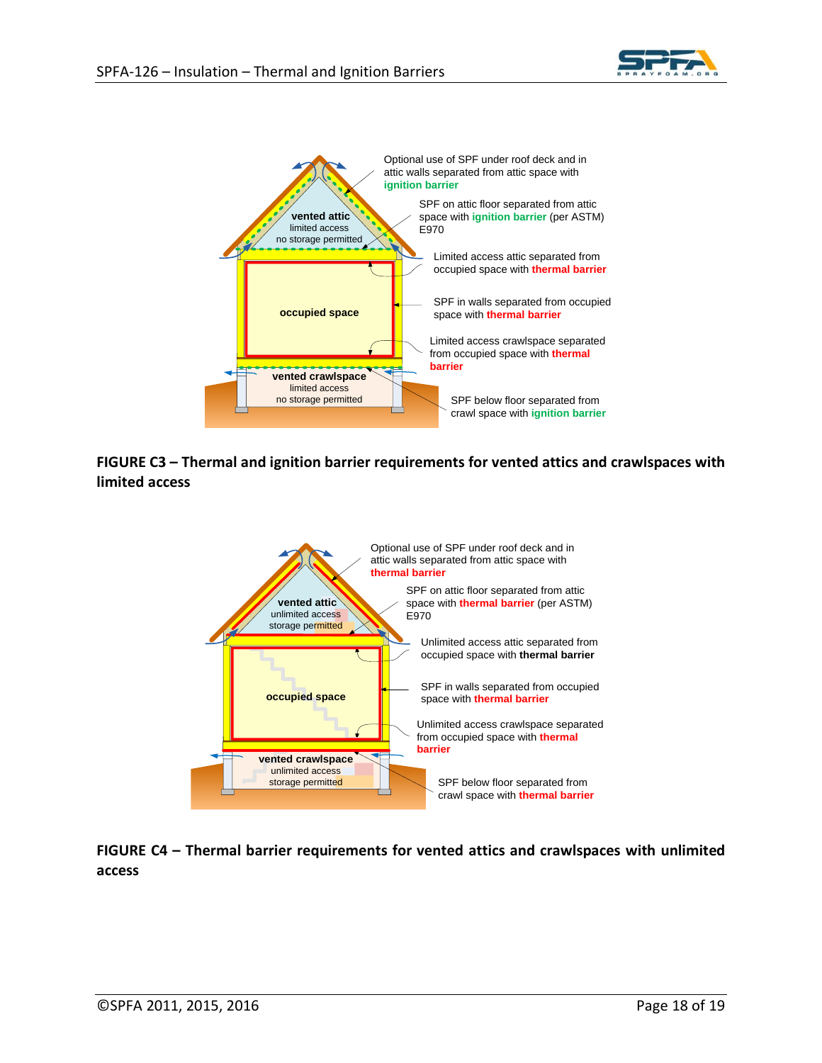Optional use of SPF under roof deck and in attic walls separated from attic space with **ignition barrier**

SPF on attic floor separated from attic space with **ignition barrier** (per ASTM) E970

Limited access attic separated from occupied space with **thermal barrier**

SPF in walls separated from occupied space with **thermal barrier**

Limited access crawlspace separated from occupied space with **thermal barrier**

SPF below floor separated from crawl space with **ignition barrier**

**vented attic**
limited access
no storage permitted

**occupied space**

**vented crawlspace**
limited access
no storage permitted

**FIGURE C3 – Thermal and ignition barrier requirements for vented attics and crawlspaces with limited access**

Optional use of SPF under roof deck and in attic walls separated from attic space with **thermal barrier**

SPF on attic floor separated from attic space with **thermal barrier** (per ASTM) E970

Unlimited access attic separated from occupied space with **thermal barrier**

SPF in walls separated from occupied space with **thermal barrier**

Unlimited access crawlspace separated from occupied space with **thermal barrier**

SPF below floor separated from crawl space with **thermal barrier**

**vented attic**
unlimited access
storage permitted

**occupied space**

**vented crawlspace**
unlimited access
storage permitted

**FIGURE C4 – Thermal barrier requirements for vented attics and crawlspaces with unlimited access**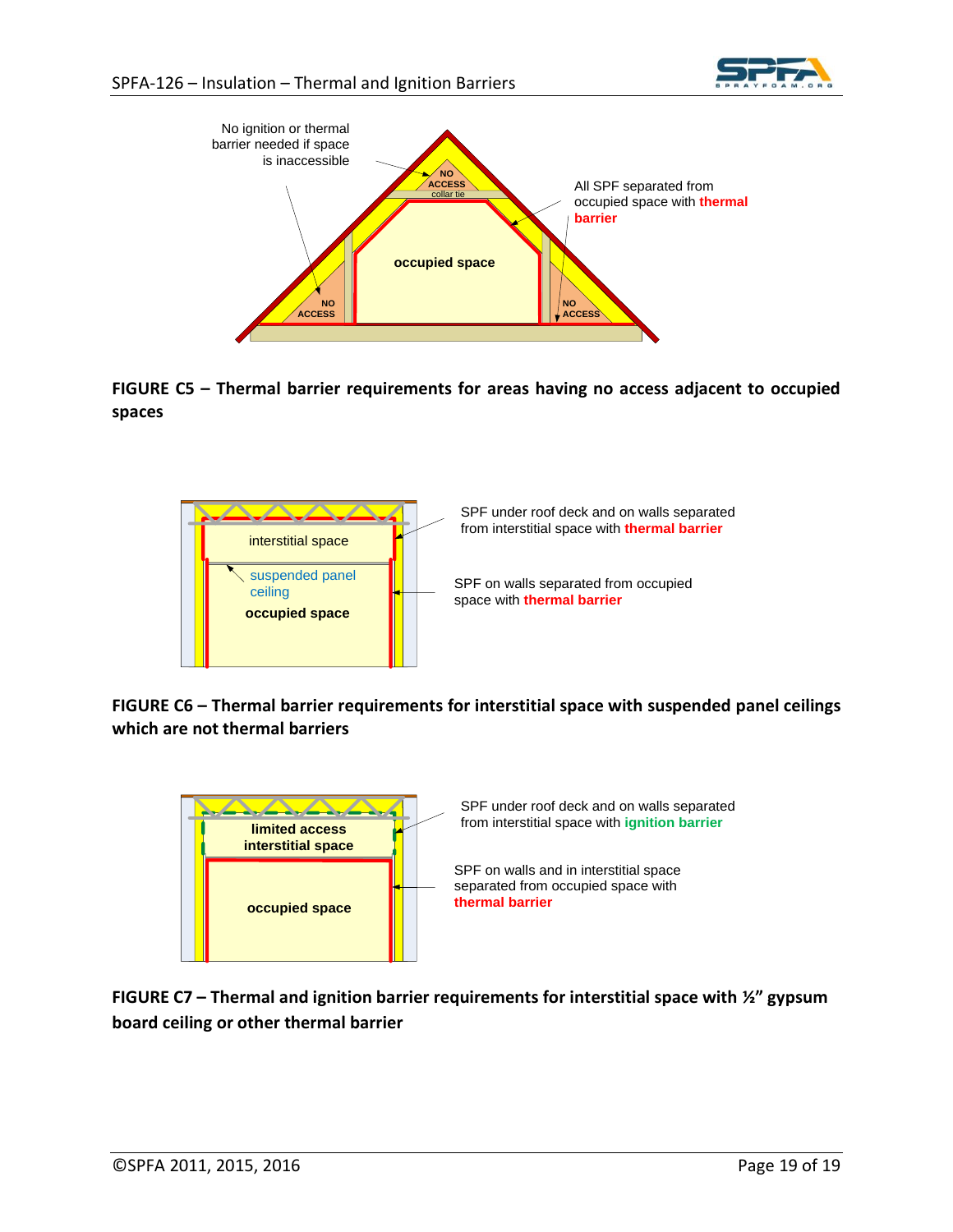No ignition or thermal barrier needed if space is inaccessible

NO ACCESS

collar tie

All SPF separated from occupied space with **thermal barrier**

occupied space

NO ACCESS

NO ACCESS

**FIGURE C5 – Thermal barrier requirements for areas having no access adjacent to occupied spaces**

interstitial space

suspended panel ceiling

occupied space

SPF under roof deck and on walls separated from interstitial space with **thermal barrier**

SPF on walls separated from occupied space with **thermal barrier**

**FIGURE C6 – Thermal barrier requirements for interstitial space with suspended panel ceilings which are not thermal barriers**

limited access interstitial space

occupied space

SPF under roof deck and on walls separated from interstitial space with **ignition barrier**

SPF on walls and in interstitial space separated from occupied space with **thermal barrier**

**FIGURE C7 – Thermal and ignition barrier requirements for interstitial space with ½" gypsum board ceiling or other thermal barrier**

©SPFA 2011, 2015, 2016